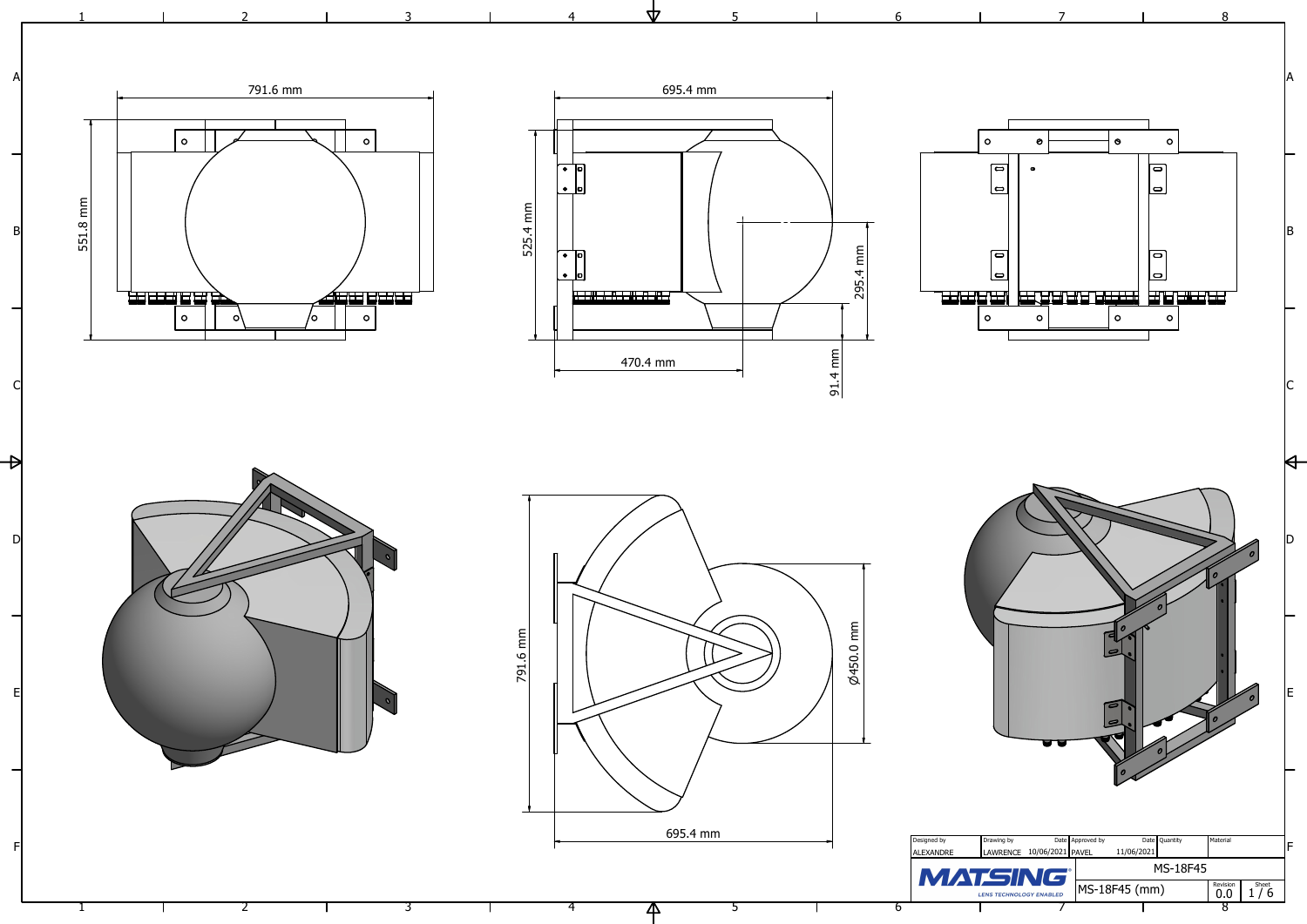791.6 mm

551.8 mm

695.4 mm

525.4 mm

295.4 mm

470.4 mm

91.4 mm

791.6 mm

Ø450.0 mm

695.4 mm

| Designed by | Drawing by | Date | Approved by | Date | Quantity | Material |
|---|---|---|---|---|---|---|
| ALEXANDRE | LAWRENCE | 10/06/2021 | PAVEL | 11/06/2021 | | |

MATSING — LENS TECHNOLOGY ENABLED

MS-18F45

MS-18F45 (mm)

Revision 0.0

Sheet 1 / 6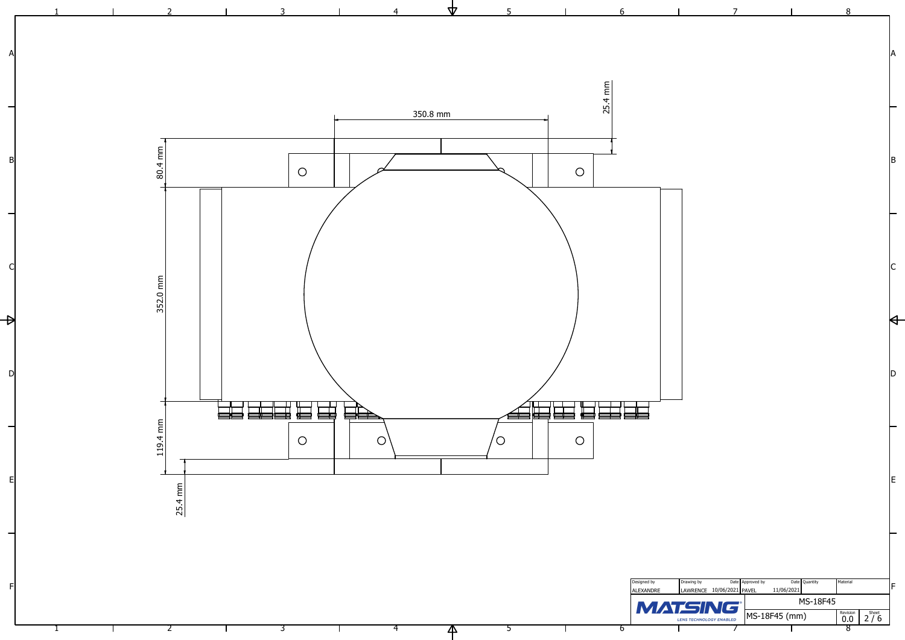350.8 mm

25.4 mm

80.4 mm

352.0 mm

119.4 mm

25.4 mm

| Designed by | Drawing by | Date | Approved by | Date | Quantity | Material |
| --- | --- | --- | --- | --- | --- | --- |
| ALEXANDRE | LAWRENCE | 10/06/2021 | PAVEL | 11/06/2021 | | |

MATSING LENS TECHNOLOGY ENABLED

MS-18F45

MS-18F45 (mm)

Revision 0.0

Sheet 2 / 6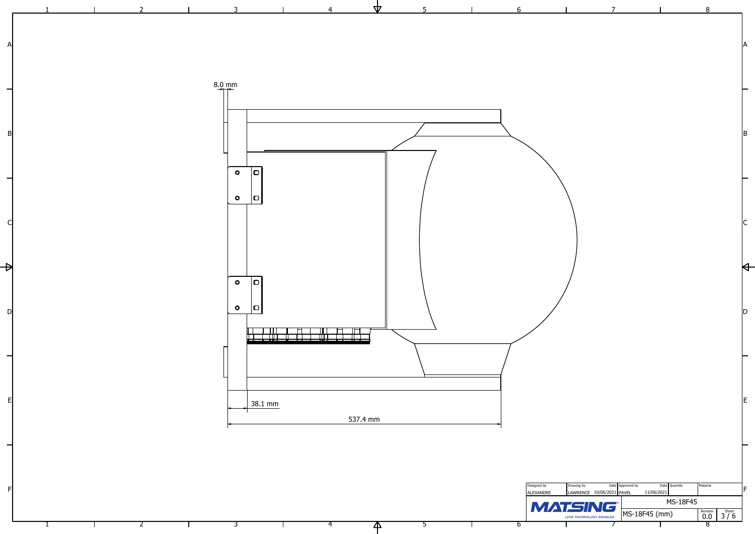8.0 mm

38.1 mm

537.4 mm

| Designed by | Drawing by | Date | Approved by | Date | Quantity | Material |
|---|---|---|---|---|---|---|
| ALEXANDRE | LAWRENCE | 10/06/2021 | PAVEL | 11/06/2021 | | |

MATSING — LENS TECHNOLOGY ENABLED

MS-18F45

MS-18F45 (mm)

Revision 0.0

Sheet 3 / 6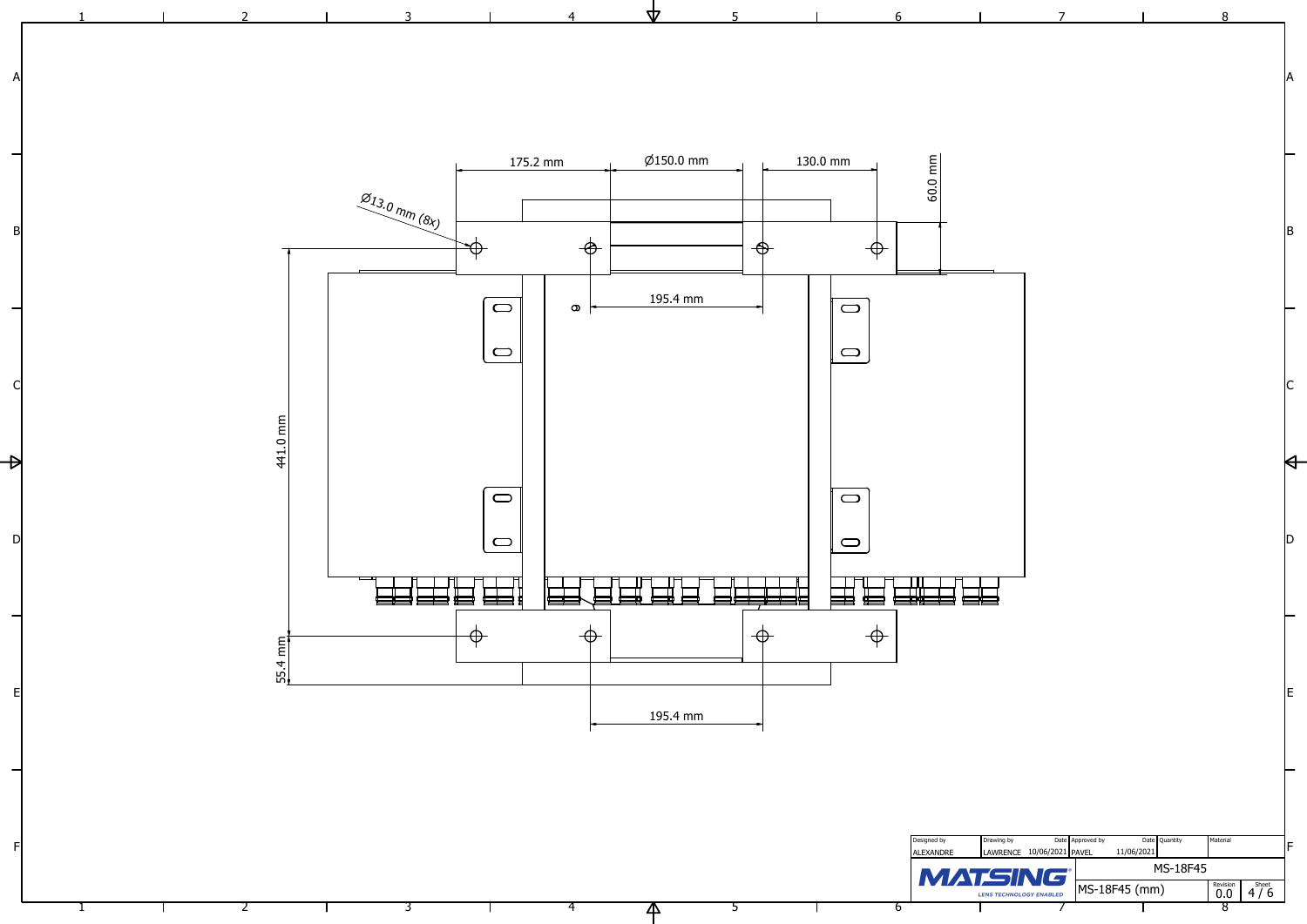175.2 mm

Ø150.0 mm

130.0 mm

60.0 mm

Ø13.0 mm (8x)

195.4 mm

441.0 mm

55.4 mm

195.4 mm

| Designed by | Drawing by | Date | Approved by | Date | Quantity | Material |
|---|---|---|---|---|---|---|
| ALEXANDRE | LAWRENCE | 10/06/2021 | PAVEL | 11/06/2021 | | |

MATSING LENS TECHNOLOGY ENABLED

MS-18F45

MS-18F45 (mm)

Revision 0.0

Sheet 4 / 6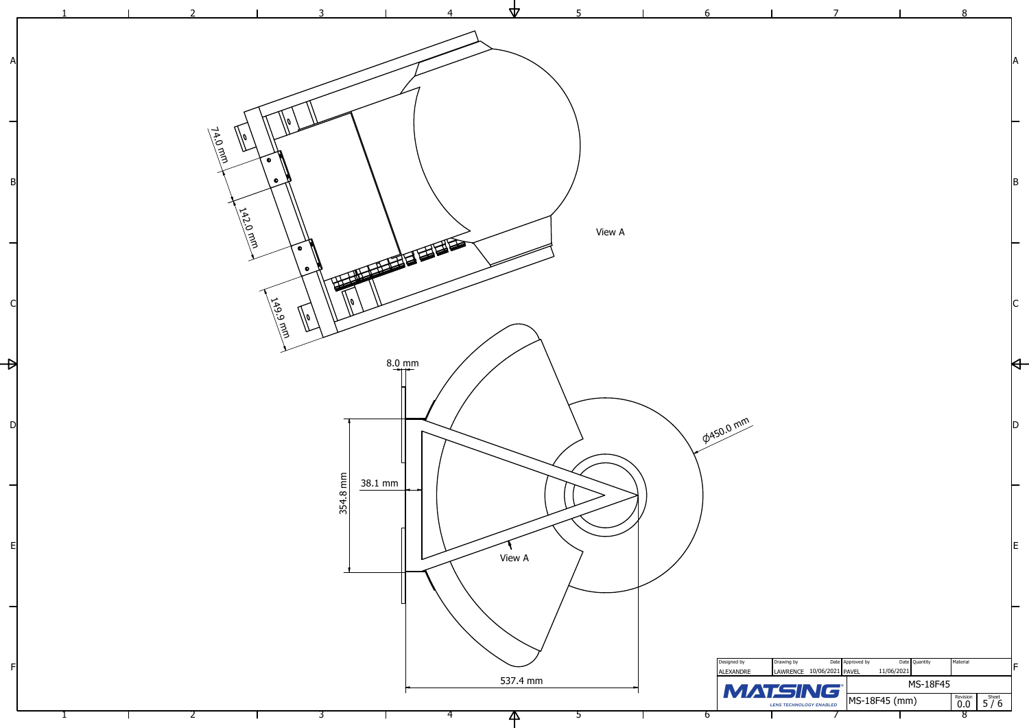View A

74.0 mm

142.0 mm

149.9 mm

8.0 mm

Ø450.0 mm

354.8 mm

38.1 mm

View A

537.4 mm

| Designed by | Drawing by | Date | Approved by | Date | Quantity | Material |
|---|---|---|---|---|---|---|
| ALEXANDRE | LAWRENCE | 10/06/2021 | PAVEL | 11/06/2021 | | |

MATSING — LENS TECHNOLOGY ENABLED

MS-18F45

MS-18F45 (mm)

Revision: 0.0

Sheet: 5 / 6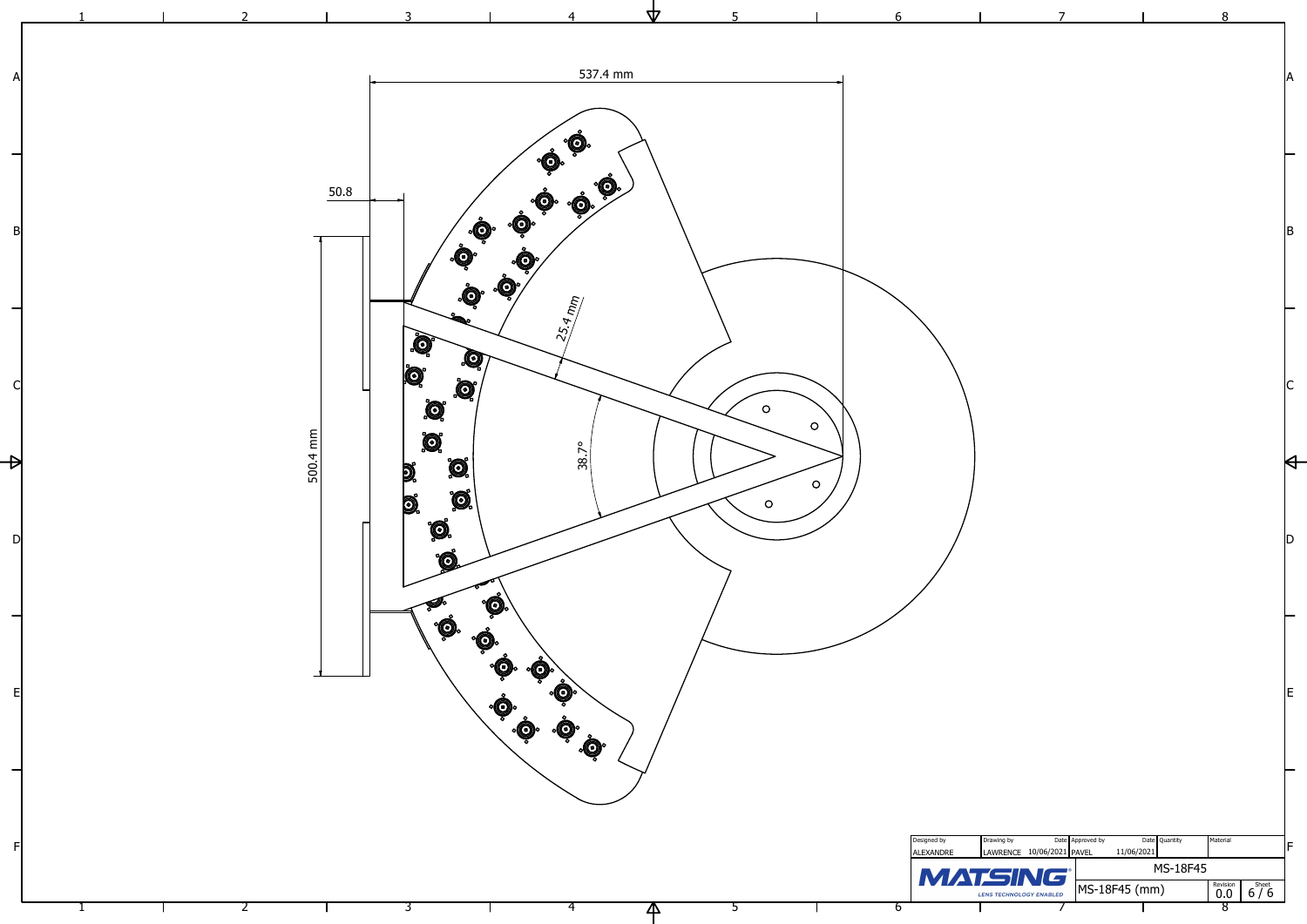537.4 mm

50.8

25.4 mm

500.4 mm

38.7°

| Designed by | Drawing by | Date | Approved by | Date | Quantity | Material |
| --- | --- | --- | --- | --- | --- | --- |
| ALEXANDRE | LAWRENCE | 10/06/2021 | PAVEL | 11/06/2021 | | |

MATSING

LENS TECHNOLOGY ENABLED

MS-18F45

MS-18F45 (mm)

Revision 0.0

Sheet 6 / 6